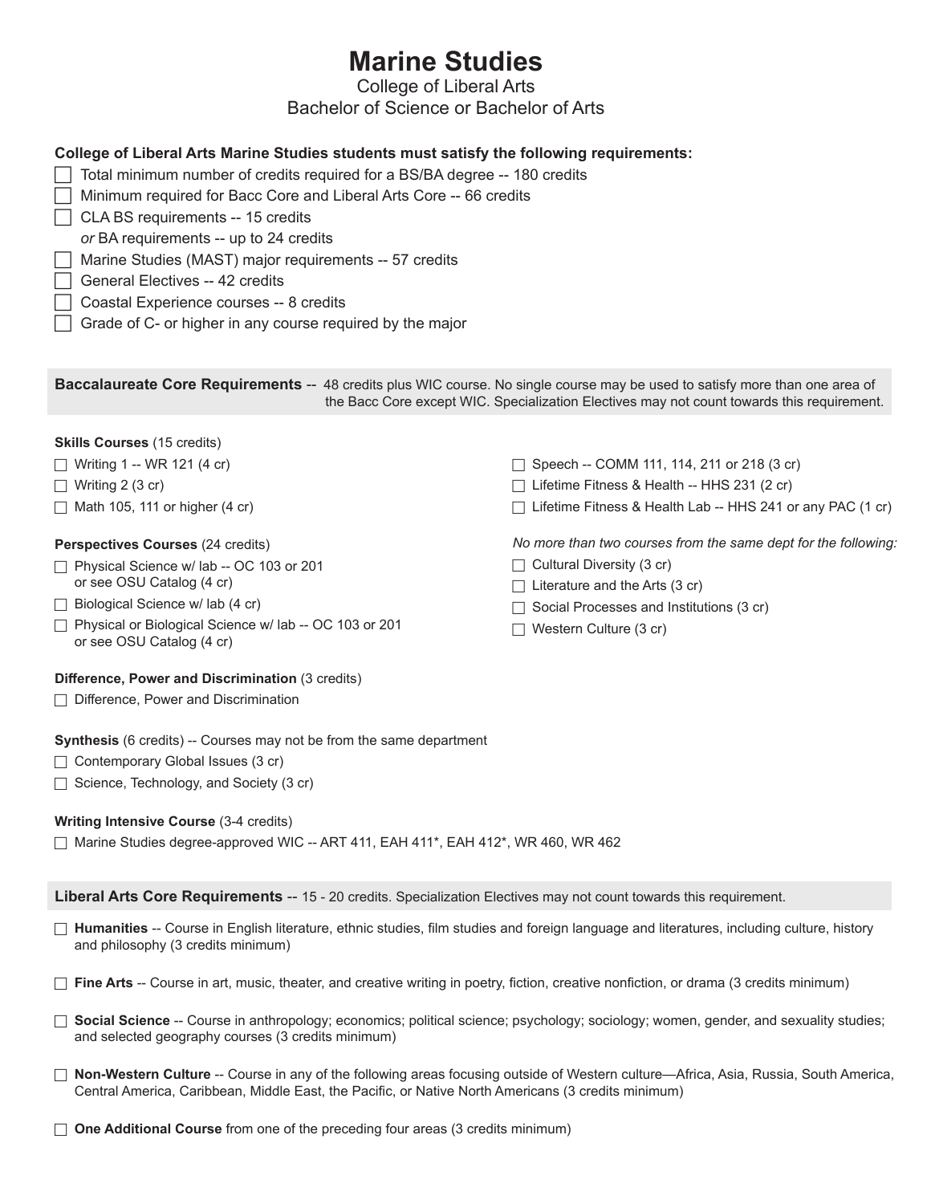# Marine Studies

College of Liberal Arts

Bachelor of Science or Bachelor of Arts

**College of Liberal Arts Marine Studies students must satisfy the following requirements:**

- ☐ Total minimum number of credits required for a BS/BA degree -- 180 credits
- ☐ Minimum required for Bacc Core and Liberal Arts Core -- 66 credits
- ☐ CLA BS requirements -- 15 credits
  *or* BA requirements -- up to 24 credits
- ☐ Marine Studies (MAST) major requirements -- 57 credits
- ☐ General Electives -- 42 credits
- ☐ Coastal Experience courses -- 8 credits
- ☐ Grade of C- or higher in any course required by the major

## Baccalaureate Core Requirements -- 48 credits plus WIC course. No single course may be used to satisfy more than one area of the Bacc Core except WIC. Specialization Electives may not count towards this requirement.

**Skills Courses** (15 credits)

- ☐ Writing 1 -- WR 121 (4 cr)
- ☐ Writing 2 (3 cr)
- ☐ Math 105, 111 or higher (4 cr)
- ☐ Speech -- COMM 111, 114, 211 or 218 (3 cr)
- ☐ Lifetime Fitness & Health -- HHS 231 (2 cr)
- ☐ Lifetime Fitness & Health Lab -- HHS 241 or any PAC (1 cr)

**Perspectives Courses** (24 credits)

- ☐ Physical Science w/ lab -- OC 103 or 201 or see OSU Catalog (4 cr)
- ☐ Biological Science w/ lab (4 cr)
- ☐ Physical or Biological Science w/ lab -- OC 103 or 201 or see OSU Catalog (4 cr)

*No more than two courses from the same dept for the following:*

- ☐ Cultural Diversity (3 cr)
- ☐ Literature and the Arts (3 cr)
- ☐ Social Processes and Institutions (3 cr)
- ☐ Western Culture (3 cr)

**Difference, Power and Discrimination** (3 credits)

- ☐ Difference, Power and Discrimination

**Synthesis** (6 credits) -- Courses may not be from the same department

- ☐ Contemporary Global Issues (3 cr)
- ☐ Science, Technology, and Society (3 cr)

**Writing Intensive Course** (3-4 credits)

- ☐ Marine Studies degree-approved WIC -- ART 411, EAH 411*, EAH 412*, WR 460, WR 462

## Liberal Arts Core Requirements -- 15 - 20 credits. Specialization Electives may not count towards this requirement.

- ☐ **Humanities** -- Course in English literature, ethnic studies, film studies and foreign language and literatures, including culture, history and philosophy (3 credits minimum)
- ☐ **Fine Arts** -- Course in art, music, theater, and creative writing in poetry, fiction, creative nonfiction, or drama (3 credits minimum)
- ☐ **Social Science** -- Course in anthropology; economics; political science; psychology; sociology; women, gender, and sexuality studies; and selected geography courses (3 credits minimum)
- ☐ **Non-Western Culture** -- Course in any of the following areas focusing outside of Western culture—Africa, Asia, Russia, South America, Central America, Caribbean, Middle East, the Pacific, or Native North Americans (3 credits minimum)
- ☐ **One Additional Course** from one of the preceding four areas (3 credits minimum)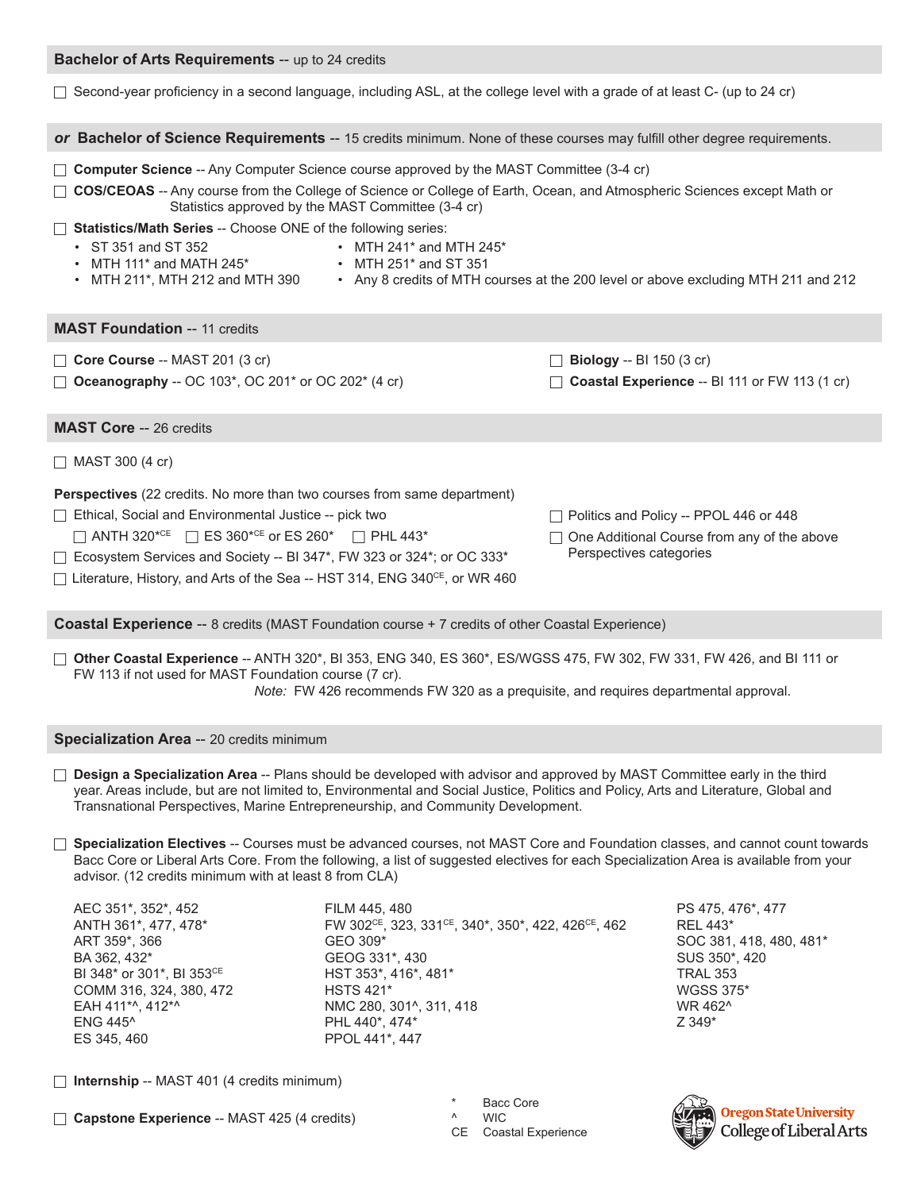## Bachelor of Arts Requirements -- up to 24 credits

- ☐ Second-year proficiency in a second language, including ASL, at the college level with a grade of at least C- (up to 24 cr)

## *or* Bachelor of Science Requirements -- 15 credits minimum. None of these courses may fulfill other degree requirements.

- ☐ **Computer Science** -- Any Computer Science course approved by the MAST Committee (3-4 cr)
- ☐ **COS/CEOAS** -- Any course from the College of Science or College of Earth, Ocean, and Atmospheric Sciences except Math or Statistics approved by the MAST Committee (3-4 cr)
- ☐ **Statistics/Math Series** -- Choose ONE of the following series:
  - ST 351 and ST 352
  - MTH 111* and MATH 245*
  - MTH 211*, MTH 212 and MTH 390
  - MTH 241* and MTH 245*
  - MTH 251* and ST 351
  - Any 8 credits of MTH courses at the 200 level or above excluding MTH 211 and 212

## MAST Foundation -- 11 credits

- ☐ **Core Course** -- MAST 201 (3 cr)
- ☐ **Oceanography** -- OC 103*, OC 201* or OC 202* (4 cr)
- ☐ **Biology** -- BI 150 (3 cr)
- ☐ **Coastal Experience** -- BI 111 or FW 113 (1 cr)

## MAST Core -- 26 credits

- ☐ MAST 300 (4 cr)

**Perspectives** (22 credits. No more than two courses from same department)

- ☐ Ethical, Social and Environmental Justice -- pick two
  - ☐ ANTH 320*CE ☐ ES 360*CE or ES 260* ☐ PHL 443*
- ☐ Ecosystem Services and Society -- BI 347*, FW 323 or 324*; or OC 333*
- ☐ Literature, History, and Arts of the Sea -- HST 314, ENG 340CE, or WR 460
- ☐ Politics and Policy -- PPOL 446 or 448
- ☐ One Additional Course from any of the above Perspectives categories

## Coastal Experience -- 8 credits (MAST Foundation course + 7 credits of other Coastal Experience)

- ☐ **Other Coastal Experience** -- ANTH 320*, BI 353, ENG 340, ES 360*, ES/WGSS 475, FW 302, FW 331, FW 426, and BI 111 or FW 113 if not used for MAST Foundation course (7 cr).

  *Note:* FW 426 recommends FW 320 as a prequisite, and requires departmental approval.

## Specialization Area -- 20 credits minimum

- ☐ **Design a Specialization Area** -- Plans should be developed with advisor and approved by MAST Committee early in the third year. Areas include, but are not limited to, Environmental and Social Justice, Politics and Policy, Arts and Literature, Global and Transnational Perspectives, Marine Entrepreneurship, and Community Development.

- ☐ **Specialization Electives** -- Courses must be advanced courses, not MAST Core and Foundation classes, and cannot count towards Bacc Core or Liberal Arts Core. From the following, a list of suggested electives for each Specialization Area is available from your advisor. (12 credits minimum with at least 8 from CLA)

AEC 351*, 352*, 452
ANTH 361*, 477, 478*
ART 359*, 366
BA 362, 432*
BI 348* or 301*, BI 353CE
COMM 316, 324, 380, 472
EAH 411*^, 412*^
ENG 445^
ES 345, 460
FILM 445, 480
FW 302CE, 323, 331CE, 340*, 350*, 422, 426CE, 462
GEO 309*
GEOG 331*, 430
HST 353*, 416*, 481*
HSTS 421*
NMC 280, 301^, 311, 418
PHL 440*, 474*
PPOL 441*, 447
PS 475, 476*, 477
REL 443*
SOC 381, 418, 480, 481*
SUS 350*, 420
TRAL 353
WGSS 375*
WR 462^
Z 349*

- ☐ **Internship** -- MAST 401 (4 credits minimum)
- ☐ **Capstone Experience** -- MAST 425 (4 credits)

\* Bacc Core
^ WIC
CE Coastal Experience

Oregon State University
College of Liberal Arts